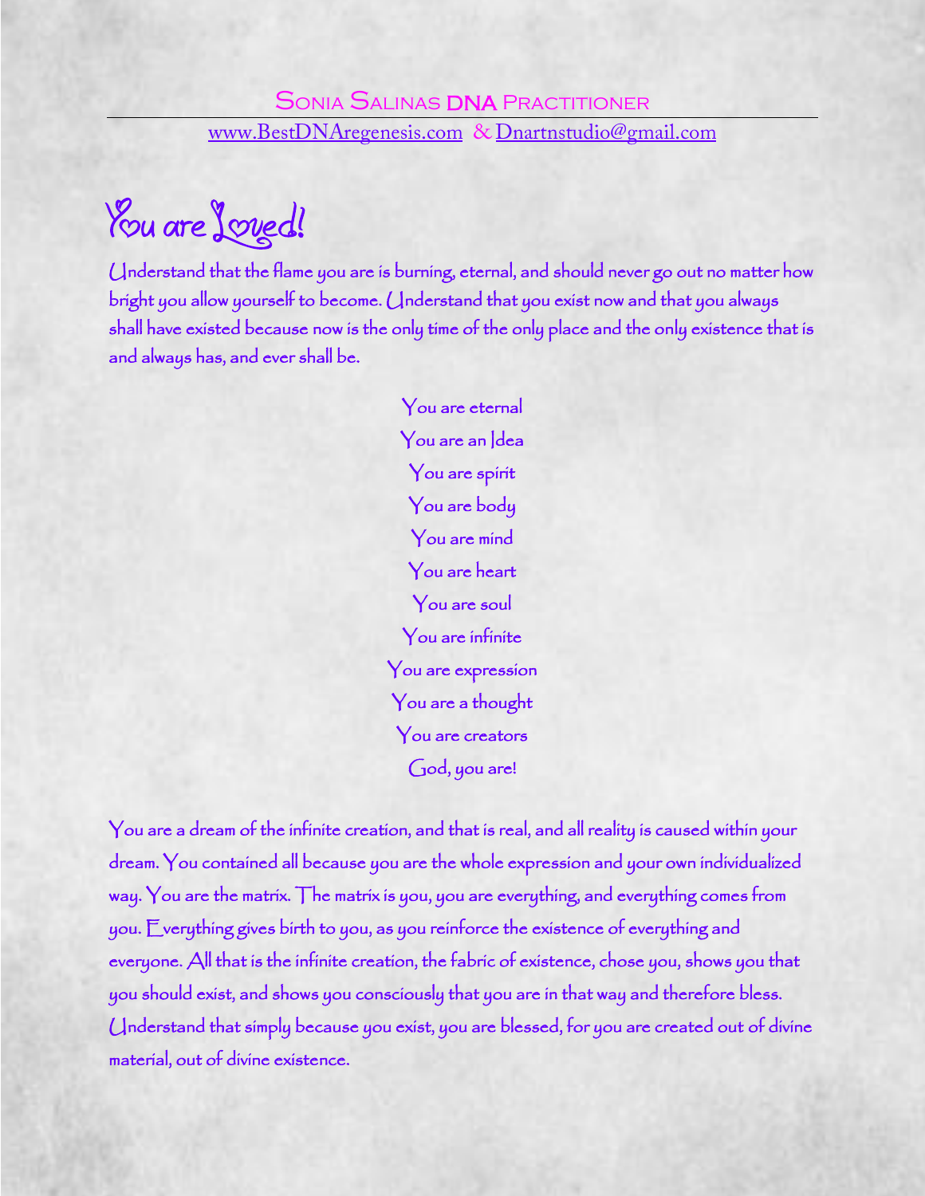Sonia Salinas DNA Practitioner

www.BestDNAregenesis.com & Dnartnstudio@gmail.com

# You are Loved!

Understand that the flame you are is burning, eternal, and should never go out no matter how bright you allow yourself to become. Understand that you exist now and that you always shall have existed because now is the only time of the only place and the only existence that is and always has, and ever shall be.

You are eternal
You are an Idea
You are spirit
You are body
You are mind
You are heart
You are soul
You are infinite
You are expression
You are a thought
You are creators
God, you are!

You are a dream of the infinite creation, and that is real, and all reality is caused within your dream. You contained all because you are the whole expression and your own individualized way. You are the matrix. The matrix is you, you are everything, and everything comes from you. Everything gives birth to you, as you reinforce the existence of everything and everyone. All that is the infinite creation, the fabric of existence, chose you, shows you that you should exist, and shows you consciously that you are in that way and therefore bless. Understand that simply because you exist, you are blessed, for you are created out of divine material, out of divine existence.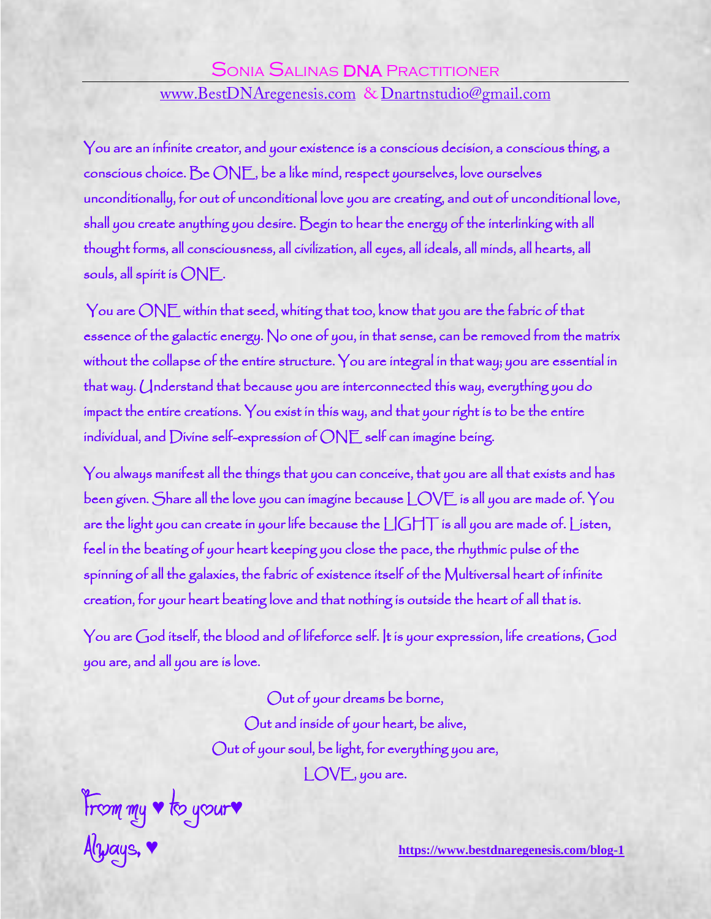Sonia Salinas DNA Practitioner

www.BestDNAregenesis.com & Dnartnstudio@gmail.com

You are an infinite creator, and your existence is a conscious decision, a conscious thing, a conscious choice. Be ONE, be a like mind, respect yourselves, love ourselves unconditionally, for out of unconditional love you are creating, and out of unconditional love, shall you create anything you desire. Begin to hear the energy of the interlinking with all thought forms, all consciousness, all civilization, all eyes, all ideals, all minds, all hearts, all souls, all spirit is ONE.

You are ONE within that seed, whiting that too, know that you are the fabric of that essence of the galactic energy. No one of you, in that sense, can be removed from the matrix without the collapse of the entire structure. You are integral in that way; you are essential in that way. Understand that because you are interconnected this way, everything you do impact the entire creations. You exist in this way, and that your right is to be the entire individual, and Divine self-expression of ONE self can imagine being.

You always manifest all the things that you can conceive, that you are all that exists and has been given. Share all the love you can imagine because LOVE is all you are made of. You are the light you can create in your life because the LIGHT is all you are made of. Listen, feel in the beating of your heart keeping you close the pace, the rhythmic pulse of the spinning of all the galaxies, the fabric of existence itself of the Multiversal heart of infinite creation, for your heart beating love and that nothing is outside the heart of all that is.

You are God itself, the blood and of lifeforce self. It is your expression, life creations, God you are, and all you are is love.

Out of your dreams be borne,
Out and inside of your heart, be alive,
Out of your soul, be light, for everything you are,
LOVE, you are.

From my ♥ to your♥
Always, ♥

https://www.bestdnaregenesis.com/blog-1